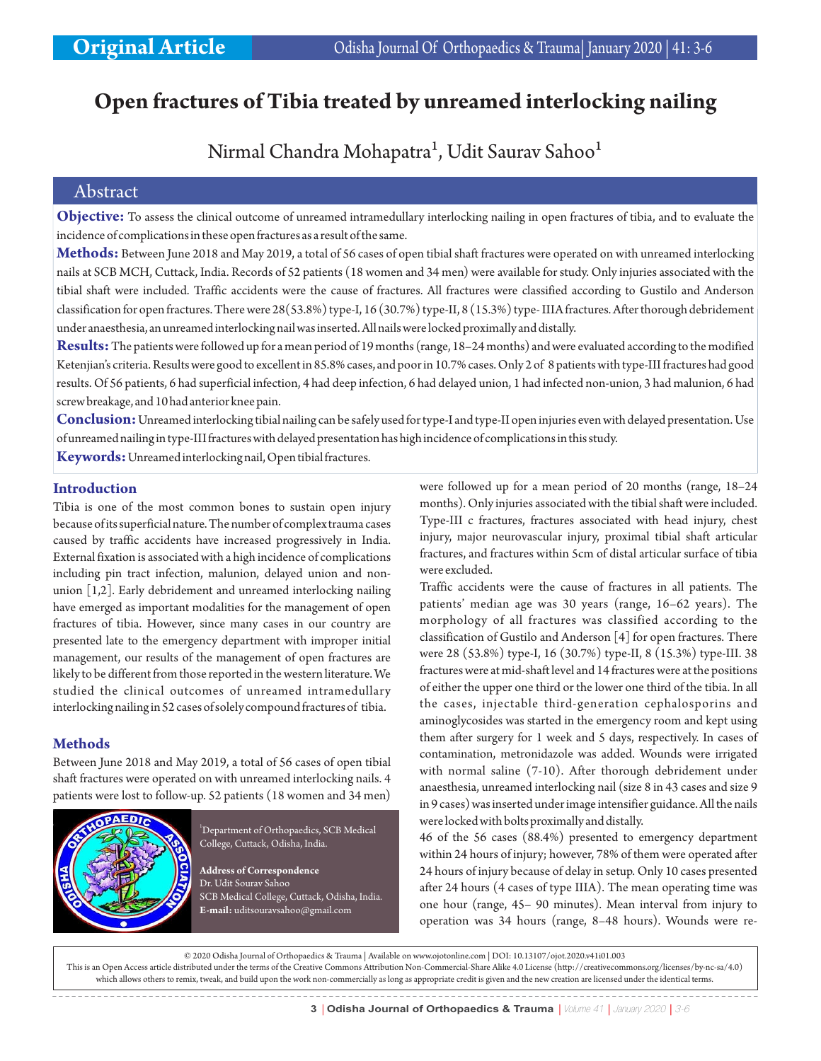**Original Article**

# Open fractures of Tibia treated by unreamed interlocking nailing

Nirmal Chandra Mohapatra[1], Udit Saurav Sahoo[1]

## Abstract

**Objective:** To assess the clinical outcome of unreamed intramedullary interlocking nailing in open fractures of tibia, and to evaluate the incidence of complications in these open fractures as a result of the same.

**Methods:** Between June 2018 and May 2019, a total of 56 cases of open tibial shaft fractures were operated on with unreamed interlocking nails at SCB MCH, Cuttack, India. Records of 52 patients (18 women and 34 men) were available for study. Only injuries associated with the tibial shaft were included. Traffic accidents were the cause of fractures. All fractures were classified according to Gustilo and Anderson classification for open fractures. There were 28(53.8%) type-I, 16 (30.7%) type-II, 8 (15.3%) type- IIIA fractures. After thorough debridement under anaesthesia, an unreamed interlocking nail was inserted. All nails were locked proximally and distally.

**Results:** The patients were followed up for a mean period of 19 months (range, 18–24 months) and were evaluated according to the modified Ketenjian's criteria. Results were good to excellent in 85.8% cases, and poor in 10.7% cases. Only 2 of 8 patients with type-III fractures had good results. Of 56 patients, 6 had superficial infection, 4 had deep infection, 6 had delayed union, 1 had infected non-union, 3 had malunion, 6 had screw breakage, and 10 had anterior knee pain.

**Conclusion:** Unreamed interlocking tibial nailing can be safely used for type-I and type-II open injuries even with delayed presentation. Use of unreamed nailing in type-III fractures with delayed presentation has high incidence of complications in this study.

**Keywords:** Unreamed interlocking nail, Open tibial fractures.

## Introduction

Tibia is one of the most common bones to sustain open injury because of its superficial nature. The number of complex trauma cases caused by traffic accidents have increased progressively in India. External fixation is associated with a high incidence of complications including pin tract infection, malunion, delayed union and non-union [1,2]. Early debridement and unreamed interlocking nailing have emerged as important modalities for the management of open fractures of tibia. However, since many cases in our country are presented late to the emergency department with improper initial management, our results of the management of open fractures are likely to be different from those reported in the western literature. We studied the clinical outcomes of unreamed intramedullary interlocking nailing in 52 cases of solely compound fractures of tibia.

## Methods

Between June 2018 and May 2019, a total of 56 cases of open tibial shaft fractures were operated on with unreamed interlocking nails. 4 patients were lost to follow-up. 52 patients (18 women and 34 men) were followed up for a mean period of 20 months (range, 18–24 months). Only injuries associated with the tibial shaft were included. Type-III c fractures, fractures associated with head injury, chest injury, major neurovascular injury, proximal tibial shaft articular fractures, and fractures within 5cm of distal articular surface of tibia were excluded.

Traffic accidents were the cause of fractures in all patients. The patients' median age was 30 years (range, 16–62 years). The morphology of all fractures was classified according to the classification of Gustilo and Anderson [4] for open fractures. There were 28 (53.8%) type-I, 16 (30.7%) type-II, 8 (15.3%) type-III. 38 fractures were at mid-shaft level and 14 fractures were at the positions of either the upper one third or the lower one third of the tibia. In all the cases, injectable third-generation cephalosporins and aminoglycosides was started in the emergency room and kept using them after surgery for 1 week and 5 days, respectively. In cases of contamination, metronidazole was added. Wounds were irrigated with normal saline (7-10). After thorough debridement under anaesthesia, unreamed interlocking nail (size 8 in 43 cases and size 9 in 9 cases) was inserted under image intensifier guidance. All the nails were locked with bolts proximally and distally.

46 of the 56 cases (88.4%) presented to emergency department within 24 hours of injury; however, 78% of them were operated after 24 hours of injury because of delay in setup. Only 10 cases presented after 24 hours (4 cases of type IIIA). The mean operating time was one hour (range, 45– 90 minutes). Mean interval from injury to operation was 34 hours (range, 8–48 hours). Wounds were re-

[1]Department of Orthopaedics, SCB Medical College, Cuttack, Odisha, India.

**Address of Correspondence**
Dr. Udit Sourav Sahoo
SCB Medical College, Cuttack, Odisha, India.
**E-mail:** uditsouravsahoo@gmail.com

© 2020 Odisha Journal of Orthopaedics & Trauma | Available on www.ojotonline.com | DOI: 10.13107/ojot.2020.v41i01.003
This is an Open Access article distributed under the terms of the Creative Commons Attribution Non-Commercial-Share Alike 4.0 License (http://creativecommons.org/licenses/by-nc-sa/4.0) which allows others to remix, tweak, and build upon the work non-commercially as long as appropriate credit is given and the new creation are licensed under the identical terms.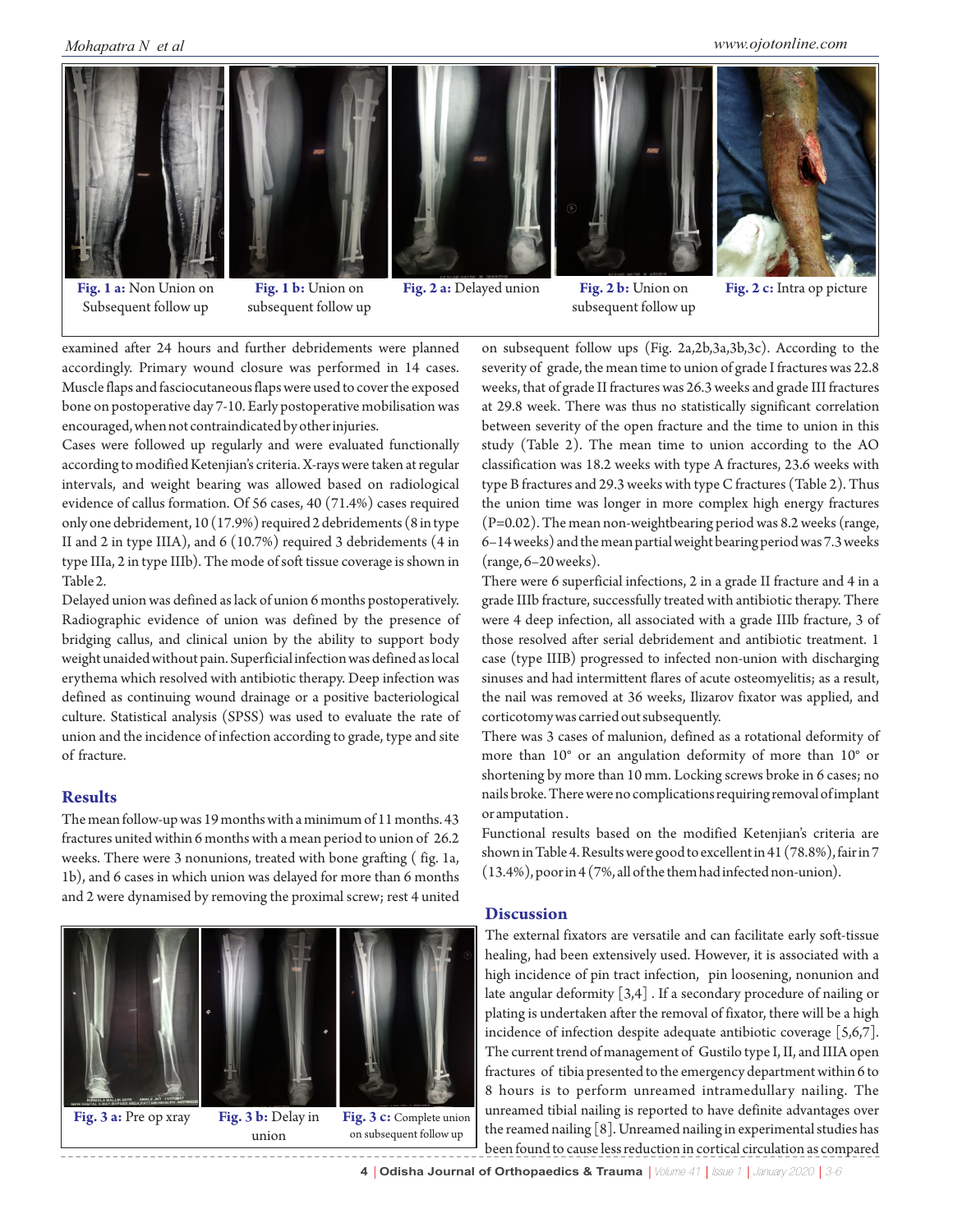Fig. 1 a: Non Union on Subsequent follow up

Fig. 1 b: Union on subsequent follow up

Fig. 2 a: Delayed union

Fig. 2 b: Union on subsequent follow up

Fig. 2 c: Intra op picture

examined after 24 hours and further debridements were planned accordingly. Primary wound closure was performed in 14 cases. Muscle flaps and fasciocutaneous flaps were used to cover the exposed bone on postoperative day 7-10. Early postoperative mobilisation was encouraged, when not contraindicated by other injuries.

Cases were followed up regularly and were evaluated functionally according to modified Ketenjian's criteria. X-rays were taken at regular intervals, and weight bearing was allowed based on radiological evidence of callus formation. Of 56 cases, 40 (71.4%) cases required only one debridement, 10 (17.9%) required 2 debridements (8 in type II and 2 in type IIIA), and 6 (10.7%) required 3 debridements (4 in type IIIa, 2 in type IIIb). The mode of soft tissue coverage is shown in Table 2.

Delayed union was defined as lack of union 6 months postoperatively. Radiographic evidence of union was defined by the presence of bridging callus, and clinical union by the ability to support body weight unaided without pain. Superficial infection was defined as local erythema which resolved with antibiotic therapy. Deep infection was defined as continuing wound drainage or a positive bacteriological culture. Statistical analysis (SPSS) was used to evaluate the rate of union and the incidence of infection according to grade, type and site of fracture.

## Results

The mean follow-up was 19 months with a minimum of 11 months. 43 fractures united within 6 months with a mean period to union of 26.2 weeks. There were 3 nonunions, treated with bone grafting ( fig. 1a, 1b), and 6 cases in which union was delayed for more than 6 months and 2 were dynamised by removing the proximal screw; rest 4 united on subsequent follow ups (Fig. 2a,2b,3a,3b,3c). According to the severity of grade, the mean time to union of grade I fractures was 22.8 weeks, that of grade II fractures was 26.3 weeks and grade III fractures at 29.8 week. There was thus no statistically significant correlation between severity of the open fracture and the time to union in this study (Table 2). The mean time to union according to the AO classification was 18.2 weeks with type A fractures, 23.6 weeks with type B fractures and 29.3 weeks with type C fractures (Table 2). Thus the union time was longer in more complex high energy fractures (P=0.02). The mean non-weightbearing period was 8.2 weeks (range, 6–14 weeks) and the mean partial weight bearing period was 7.3 weeks (range, 6–20 weeks).

There were 6 superficial infections, 2 in a grade II fracture and 4 in a grade IIIb fracture, successfully treated with antibiotic therapy. There were 4 deep infection, all associated with a grade IIIb fracture, 3 of those resolved after serial debridement and antibiotic treatment. 1 case (type IIIB) progressed to infected non-union with discharging sinuses and had intermittent flares of acute osteomyelitis; as a result, the nail was removed at 36 weeks, Ilizarov fixator was applied, and corticotomy was carried out subsequently.

There was 3 cases of malunion, defined as a rotational deformity of more than 10° or an angulation deformity of more than 10° or shortening by more than 10 mm. Locking screws broke in 6 cases; no nails broke. There were no complications requiring removal of implant or amputation.

Functional results based on the modified Ketenjian's criteria are shown in Table 4. Results were good to excellent in 41 (78.8%), fair in 7 (13.4%), poor in 4 (7%, all of the them had infected non-union).

Fig. 3 a: Pre op xray

Fig. 3 b: Delay in union

Fig. 3 c: Complete union on subsequent follow up

## Discussion

The external fixators are versatile and can facilitate early soft-tissue healing, had been extensively used. However, it is associated with a high incidence of pin tract infection, pin loosening, nonunion and late angular deformity [3,4] . If a secondary procedure of nailing or plating is undertaken after the removal of fixator, there will be a high incidence of infection despite adequate antibiotic coverage [5,6,7]. The current trend of management of Gustilo type I, II, and IIIA open fractures of tibia presented to the emergency department within 6 to 8 hours is to perform unreamed intramedullary nailing. The unreamed tibial nailing is reported to have definite advantages over the reamed nailing [8]. Unreamed nailing in experimental studies has been found to cause less reduction in cortical circulation as compared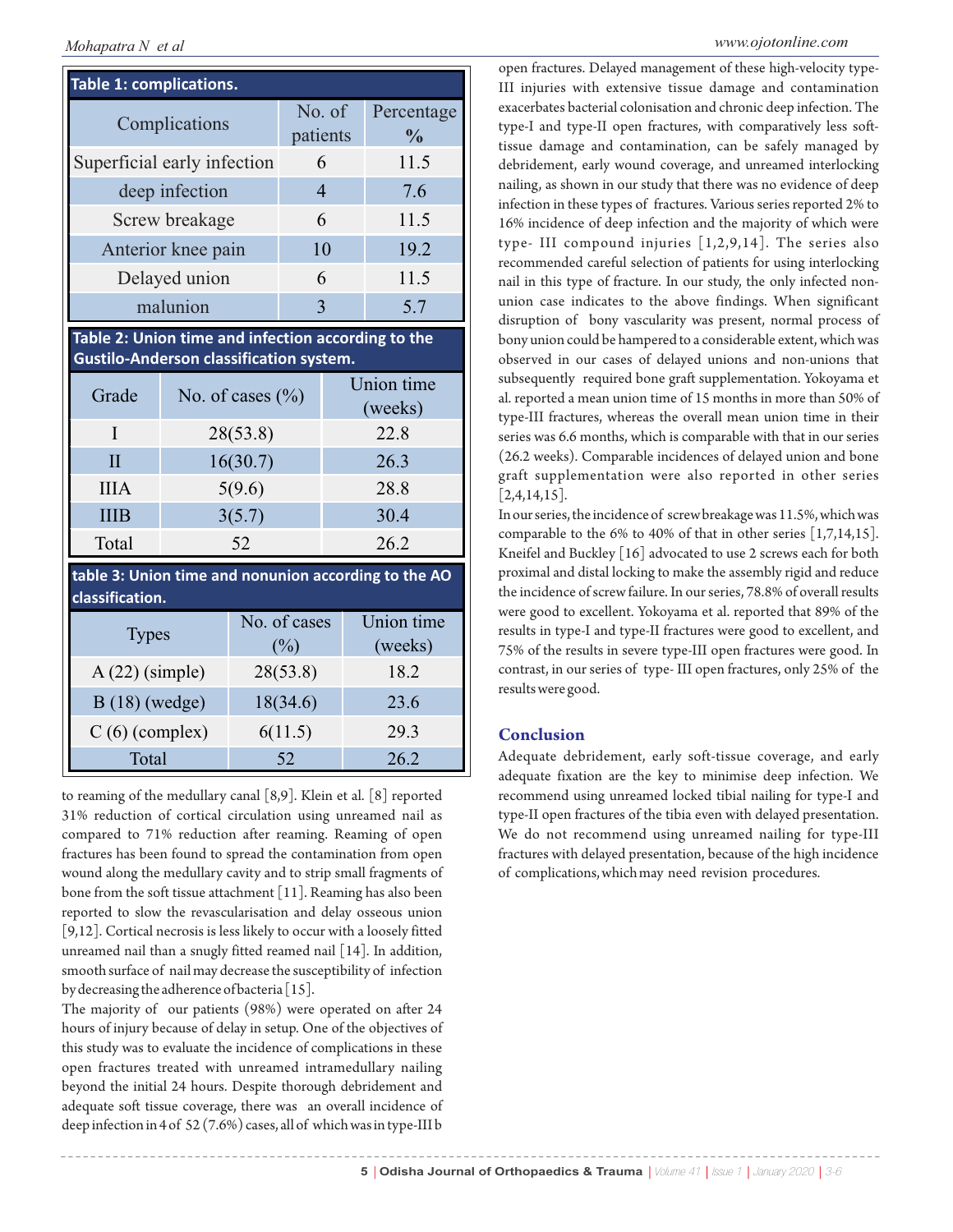**Table 1: complications.**

| Complications | No. of patients | Percentage % |
|---|---|---|
| Superficial early infection | 6 | 11.5 |
| deep infection | 4 | 7.6 |
| Screw breakage | 6 | 11.5 |
| Anterior knee pain | 10 | 19.2 |
| Delayed union | 6 | 11.5 |
| malunion | 3 | 5.7 |

**Table 2: Union time and infection according to the Gustilo-Anderson classification system.**

| Grade | No. of cases (%) | Union time (weeks) |
|---|---|---|
| I | 28(53.8) | 22.8 |
| II | 16(30.7) | 26.3 |
| IIIA | 5(9.6) | 28.8 |
| IIIB | 3(5.7) | 30.4 |
| Total | 52 | 26.2 |

**table 3: Union time and nonunion according to the AO classification.**

| Types | No. of cases (%) | Union time (weeks) |
|---|---|---|
| A (22) (simple) | 28(53.8) | 18.2 |
| B (18) (wedge) | 18(34.6) | 23.6 |
| C (6) (complex) | 6(11.5) | 29.3 |
| Total | 52 | 26.2 |

to reaming of the medullary canal [8,9]. Klein et al. [8] reported 31% reduction of cortical circulation using unreamed nail as compared to 71% reduction after reaming. Reaming of open fractures has been found to spread the contamination from open wound along the medullary cavity and to strip small fragments of bone from the soft tissue attachment [11]. Reaming has also been reported to slow the revascularisation and delay osseous union [9,12]. Cortical necrosis is less likely to occur with a loosely fitted unreamed nail than a snugly fitted reamed nail [14]. In addition, smooth surface of nail may decrease the susceptibility of infection by decreasing the adherence of bacteria [15].

The majority of our patients (98%) were operated on after 24 hours of injury because of delay in setup. One of the objectives of this study was to evaluate the incidence of complications in these open fractures treated with unreamed intramedullary nailing beyond the initial 24 hours. Despite thorough debridement and adequate soft tissue coverage, there was an overall incidence of deep infection in 4 of 52 (7.6%) cases, all of which was in type-III b open fractures. Delayed management of these high-velocity type-III injuries with extensive tissue damage and contamination exacerbates bacterial colonisation and chronic deep infection. The type-I and type-II open fractures, with comparatively less soft-tissue damage and contamination, can be safely managed by debridement, early wound coverage, and unreamed interlocking nailing, as shown in our study that there was no evidence of deep infection in these types of fractures. Various series reported 2% to 16% incidence of deep infection and the majority of which were type- III compound injuries [1,2,9,14]. The series also recommended careful selection of patients for using interlocking nail in this type of fracture. In our study, the only infected non-union case indicates to the above findings. When significant disruption of bony vascularity was present, normal process of bony union could be hampered to a considerable extent, which was observed in our cases of delayed unions and non-unions that subsequently required bone graft supplementation. Yokoyama et al. reported a mean union time of 15 months in more than 50% of type-III fractures, whereas the overall mean union time in their series was 6.6 months, which is comparable with that in our series (26.2 weeks). Comparable incidences of delayed union and bone graft supplementation were also reported in other series [2,4,14,15].

In our series, the incidence of screw breakage was 11.5%, which was comparable to the 6% to 40% of that in other series [1,7,14,15]. Kneifel and Buckley [16] advocated to use 2 screws each for both proximal and distal locking to make the assembly rigid and reduce the incidence of screw failure. In our series, 78.8% of overall results were good to excellent. Yokoyama et al. reported that 89% of the results in type-I and type-II fractures were good to excellent, and 75% of the results in severe type-III open fractures were good. In contrast, in our series of type- III open fractures, only 25% of the results were good.

## Conclusion

Adequate debridement, early soft-tissue coverage, and early adequate fixation are the key to minimise deep infection. We recommend using unreamed locked tibial nailing for type-I and type-II open fractures of the tibia even with delayed presentation. We do not recommend using unreamed nailing for type-III fractures with delayed presentation, because of the high incidence of complications, which may need revision procedures.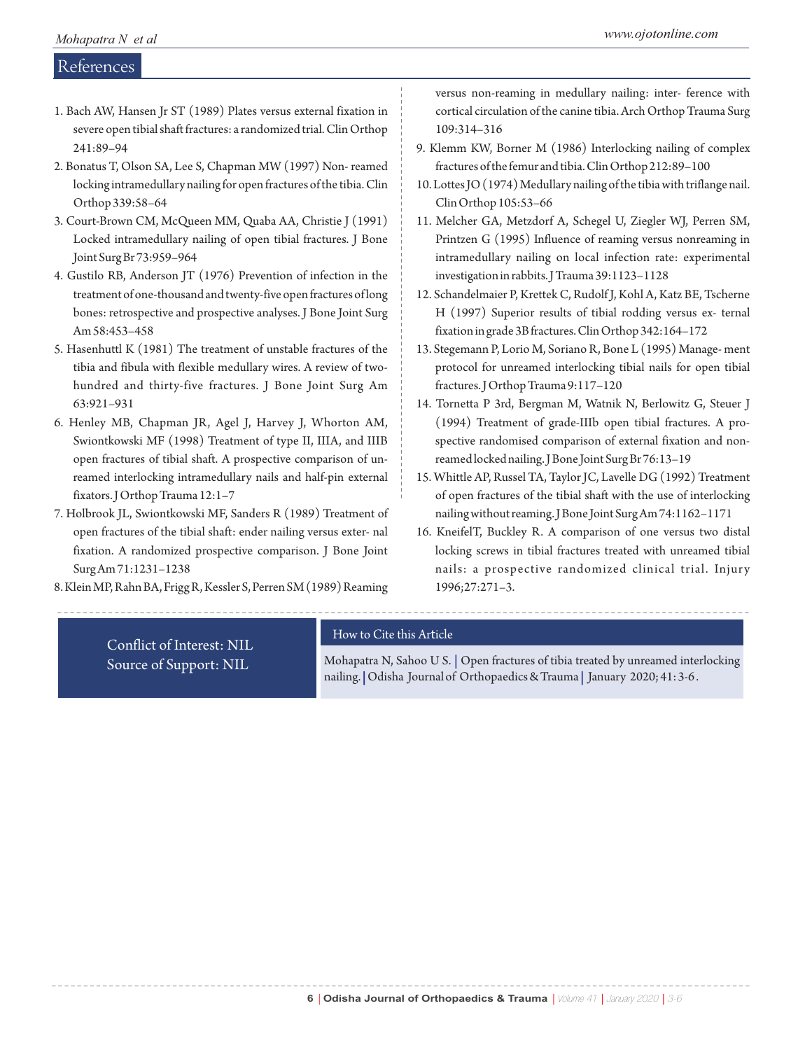## References

1. Bach AW, Hansen Jr ST (1989) Plates versus external fixation in severe open tibial shaft fractures: a randomized trial. Clin Orthop 241:89–94
2. Bonatus T, Olson SA, Lee S, Chapman MW (1997) Non- reamed locking intramedullary nailing for open fractures of the tibia. Clin Orthop 339:58–64
3. Court-Brown CM, McQueen MM, Quaba AA, Christie J (1991) Locked intramedullary nailing of open tibial fractures. J Bone Joint Surg Br 73:959–964
4. Gustilo RB, Anderson JT (1976) Prevention of infection in the treatment of one-thousand and twenty-five open fractures of long bones: retrospective and prospective analyses. J Bone Joint Surg Am 58:453–458
5. Hasenhuttl K (1981) The treatment of unstable fractures of the tibia and fibula with flexible medullary wires. A review of two-hundred and thirty-five fractures. J Bone Joint Surg Am 63:921–931
6. Henley MB, Chapman JR, Agel J, Harvey J, Whorton AM, Swiontkowski MF (1998) Treatment of type II, IIIA, and IIIB open fractures of tibial shaft. A prospective comparison of un- reamed interlocking intramedullary nails and half-pin external fixators. J Orthop Trauma 12:1–7
7. Holbrook JL, Swiontkowski MF, Sanders R (1989) Treatment of open fractures of the tibial shaft: ender nailing versus exter- nal fixation. A randomized prospective comparison. J Bone Joint Surg Am 71:1231–1238
8. Klein MP, Rahn BA, Frigg R, Kessler S, Perren SM (1989) Reaming versus non-reaming in medullary nailing: inter- ference with cortical circulation of the canine tibia. Arch Orthop Trauma Surg 109:314–316
9. Klemm KW, Borner M (1986) Interlocking nailing of complex fractures of the femur and tibia. Clin Orthop 212:89–100
10. Lottes JO (1974) Medullary nailing of the tibia with triflange nail. Clin Orthop 105:53–66
11. Melcher GA, Metzdorf A, Schegel U, Ziegler WJ, Perren SM, Printzen G (1995) Influence of reaming versus nonreaming in intramedullary nailing on local infection rate: experimental investigation in rabbits. J Trauma 39:1123–1128
12. Schandelmaier P, Krettek C, Rudolf J, Kohl A, Katz BE, Tscherne H (1997) Superior results of tibial rodding versus ex- ternal fixation in grade 3B fractures. Clin Orthop 342:164–172
13. Stegemann P, Lorio M, Soriano R, Bone L (1995) Manage- ment protocol for unreamed interlocking tibial nails for open tibial fractures. J Orthop Trauma 9:117–120
14. Tornetta P 3rd, Bergman M, Watnik N, Berlowitz G, Steuer J (1994) Treatment of grade-IIIb open tibial fractures. A pro- spective randomised comparison of external fixation and non- reamed locked nailing. J Bone Joint Surg Br 76:13–19
15. Whittle AP, Russel TA, Taylor JC, Lavelle DG (1992) Treatment of open fractures of the tibial shaft with the use of interlocking nailing without reaming. J Bone Joint Surg Am 74:1162–1171
16. KneifelT, Buckley R. A comparison of one versus two distal locking screws in tibial fractures treated with unreamed tibial nails: a prospective randomized clinical trial. Injury 1996;27:271–3.

Conflict of Interest: NIL
Source of Support: NIL

**How to Cite this Article**

Mohapatra N, Sahoo U S. | Open fractures of tibia treated by unreamed interlocking nailing. | Odisha Journal of Orthopaedics & Trauma | January 2020; 41: 3-6.